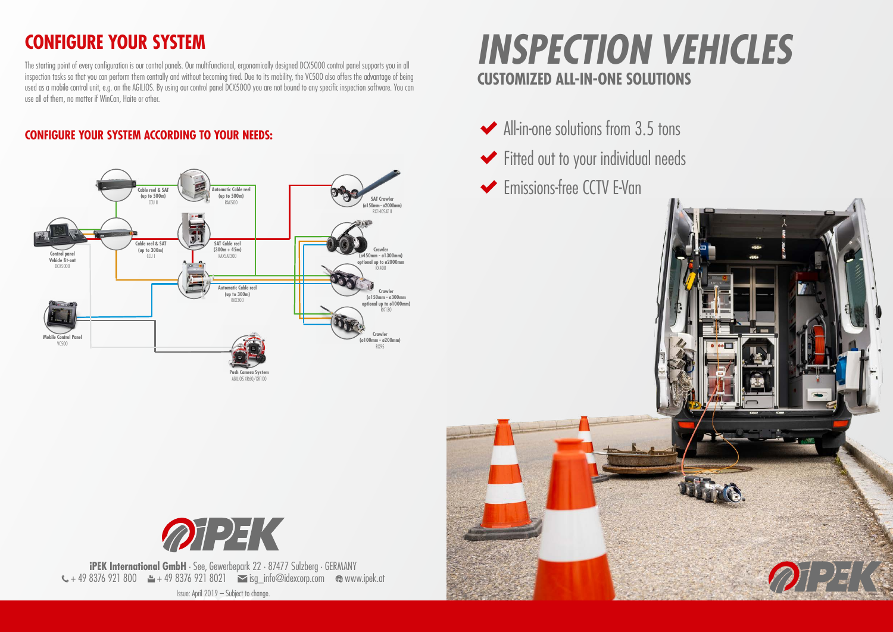# CONFIGURE YOUR SYSTEM

The starting point of every configuration is our control panels. Our multifunctional, ergonomically designed DCX5000 control panel supports you in all inspection tasks so that you can perform them centrally and without becoming tired. Due to its mobility, the VC500 also offers the advantage of being used as a mobile control unit, e.g. on the AGILIOS. By using our control panel DCX5000 you are not bound to any specific inspection software. You can use all of them, no matter if WinCan, Haite or other.

## CONFIGURE YOUR SYSTEM ACCORDING TO YOUR NEEDS:

**Control panel Vehicle fit-out**
DCX5000

**Mobile Control Panel**
VC500

**Cable reel & SAT (up to 500m)**
CCU II

**Cable reel & SAT (up to 300m)**
CCU I

**Automatic Cable reel (up to 500m)**
RAX500

**SAT Cable reel (300m + 45m)**
RAXSAT300

**Automatic Cable reel (up to 300m)**
RAX300

**Push Camera System**
AGILIOS XR60/XR100

**SAT Crawler (ø150mm - ø2000mm)**
RX140SAT II

**Crawler (ø450mm - ø1300mm) optional up to ø2000mm**
RX400

**Crawler (ø150mm - ø300mm optional up to ø1000mm)**
RX130

**Crawler (ø100mm - ø200mm)**
RX95

**iPEK International GmbH** · See, Gewerbepark 22 · 87477 Sulzberg · GERMANY
+ 49 8376 921 800 · + 49 8376 921 8021 · isg_info@idexcorp.com · www.ipek.at

Issue: April 2019 – Subject to change.

# *INSPECTION VEHICLES*

## CUSTOMIZED ALL-IN-ONE SOLUTIONS

- All-in-one solutions from 3.5 tons
- Fitted out to your individual needs
- Emissions-free CCTV E-Van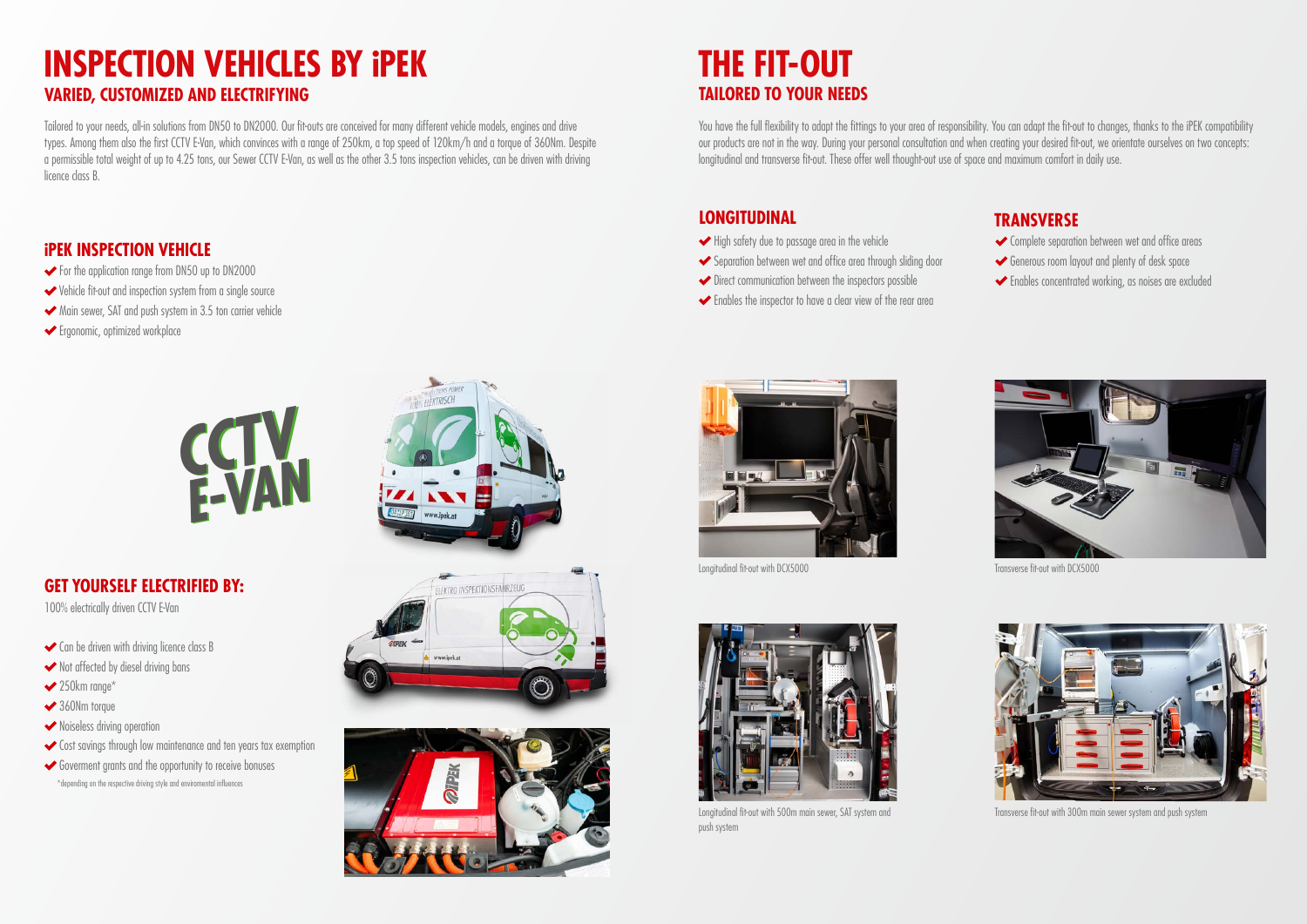# INSPECTION VEHICLES BY iPEK

## VARIED, CUSTOMIZED AND ELECTRIFYING

Tailored to your needs, all-in solutions from DN50 to DN2000. Our fit-outs are conceived for many different vehicle models, engines and drive types. Among them also the first CCTV E-Van, which convinces with a range of 250km, a top speed of 120km/h and a torque of 360Nm. Despite a permissible total weight of up to 4.25 tons, our Sewer CCTV E-Van, as well as the other 3.5 tons inspection vehicles, can be driven with driving licence class B.

### iPEK INSPECTION VEHICLE

- For the application range from DN50 up to DN2000
- Vehicle fit-out and inspection system from a single source
- Main sewer, SAT and push system in 3.5 ton carrier vehicle
- Ergonomic, optimized workplace

CCTV E-VAN

### GET YOURSELF ELECTRIFIED BY:

100% electrically driven CCTV E-Van

- Can be driven with driving licence class B
- Not affected by diesel driving bans
- 250km range*
- 360Nm torque
- Noiseless driving operation
- Cost savings through low maintenance and ten years tax exemption
- Goverment grants and the opportunity to receive bonuses

*depending on the respective driving style and enviromental influences

# THE FIT-OUT

## TAILORED TO YOUR NEEDS

You have the full flexibility to adapt the fittings to your area of responsibility. You can adapt the fit-out to changes, thanks to the iPEK compatibility our products are not in the way. During your personal consultation and when creating your desired fit-out, we orientate ourselves on two concepts: longitudinal and transverse fit-out. These offer well thought-out use of space and maximum comfort in daily use.

### LONGITUDINAL

- High safety due to passage area in the vehicle
- Separation between wet and office area through sliding door
- Direct communication between the inspectors possible
- Enables the inspector to have a clear view of the rear area

### TRANSVERSE

- Complete separation between wet and office areas
- Generous room layout and plenty of desk space
- Enables concentrated working, as noises are excluded

Longitudinal fit-out with DCX5000

Transverse fit-out with DCX5000

Longitudinal fit-out with 500m main sewer, SAT system and push system

Transverse fit-out with 300m main sewer system and push system